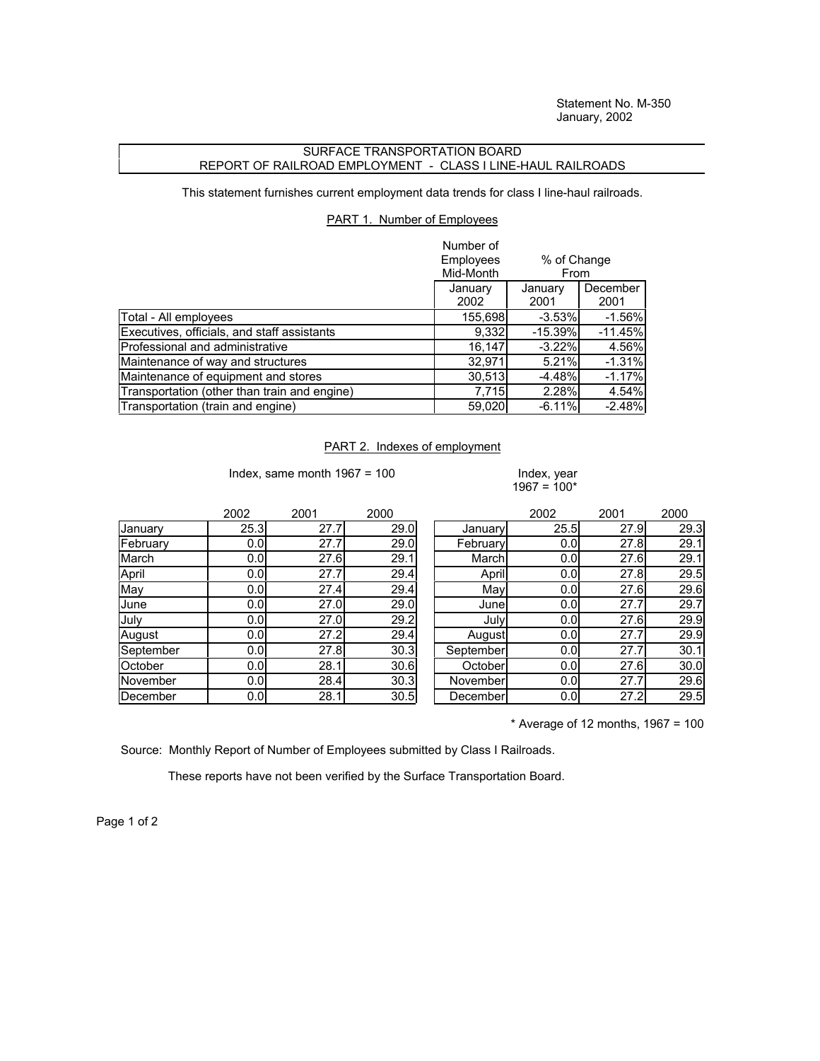Statement No. M-350
January, 2002

## SURFACE TRANSPORTATION BOARD
## REPORT OF RAILROAD EMPLOYMENT - CLASS I LINE-HAUL RAILROADS

This statement furnishes current employment data trends for class I line-haul railroads.

### PART 1. Number of Employees

| | Number of Employees Mid-Month | % of Change From | |
|---|---|---|---|
| | January 2002 | January 2001 | December 2001 |
| Total - All employees | 155,698 | -3.53% | -1.56% |
| Executives, officials, and staff assistants | 9,332 | -15.39% | -11.45% |
| Professional and administrative | 16,147 | -3.22% | 4.56% |
| Maintenance of way and structures | 32,971 | 5.21% | -1.31% |
| Maintenance of equipment and stores | 30,513 | -4.48% | -1.17% |
| Transportation (other than train and engine) | 7,715 | 2.28% | 4.54% |
| Transportation (train and engine) | 59,020 | -6.11% | -2.48% |

### PART 2. Indexes of employment

Index, same month 1967 = 100

| | 2002 | 2001 | 2000 |
|---|---|---|---|
| January | 25.3 | 27.7 | 29.0 |
| February | 0.0 | 27.7 | 29.0 |
| March | 0.0 | 27.6 | 29.1 |
| April | 0.0 | 27.7 | 29.4 |
| May | 0.0 | 27.4 | 29.4 |
| June | 0.0 | 27.0 | 29.0 |
| July | 0.0 | 27.0 | 29.2 |
| August | 0.0 | 27.2 | 29.4 |
| September | 0.0 | 27.8 | 30.3 |
| October | 0.0 | 28.1 | 30.6 |
| November | 0.0 | 28.4 | 30.3 |
| December | 0.0 | 28.1 | 30.5 |

Index, year 1967 = 100*

| | 2002 | 2001 | 2000 |
|---|---|---|---|
| January | 25.5 | 27.9 | 29.3 |
| February | 0.0 | 27.8 | 29.1 |
| March | 0.0 | 27.6 | 29.1 |
| April | 0.0 | 27.8 | 29.5 |
| May | 0.0 | 27.6 | 29.6 |
| June | 0.0 | 27.7 | 29.7 |
| July | 0.0 | 27.6 | 29.9 |
| August | 0.0 | 27.7 | 29.9 |
| September | 0.0 | 27.7 | 30.1 |
| October | 0.0 | 27.6 | 30.0 |
| November | 0.0 | 27.7 | 29.6 |
| December | 0.0 | 27.2 | 29.5 |

\* Average of 12 months, 1967 = 100

Source: Monthly Report of Number of Employees submitted by Class I Railroads.

These reports have not been verified by the Surface Transportation Board.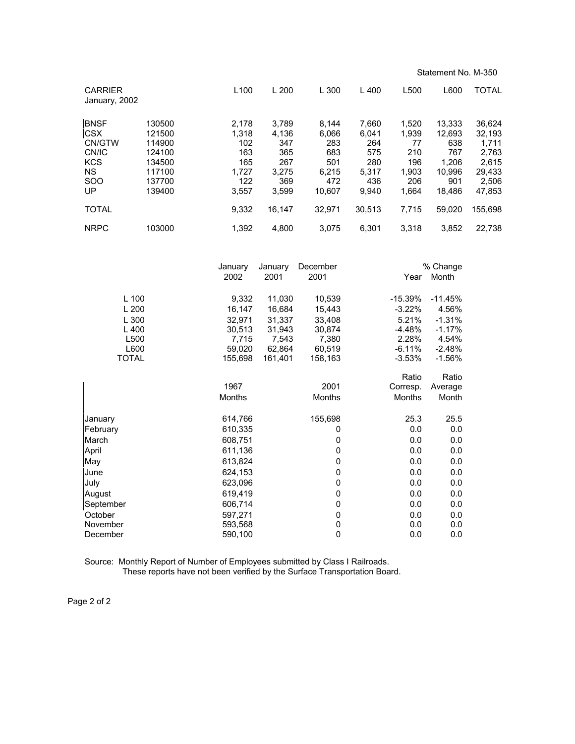Statement No. M-350

| CARRIER January, 2002 | | L100 | L 200 | L 300 | L 400 | L500 | L600 | TOTAL |
|---|---|---|---|---|---|---|---|---|
| BNSF | 130500 | 2,178 | 3,789 | 8,144 | 7,660 | 1,520 | 13,333 | 36,624 |
| CSX | 121500 | 1,318 | 4,136 | 6,066 | 6,041 | 1,939 | 12,693 | 32,193 |
| CN/GTW | 114900 | 102 | 347 | 283 | 264 | 77 | 638 | 1,711 |
| CN/IC | 124100 | 163 | 365 | 683 | 575 | 210 | 767 | 2,763 |
| KCS | 134500 | 165 | 267 | 501 | 280 | 196 | 1,206 | 2,615 |
| NS | 117100 | 1,727 | 3,275 | 6,215 | 5,317 | 1,903 | 10,996 | 29,433 |
| SOO | 137700 | 122 | 369 | 472 | 436 | 206 | 901 | 2,506 |
| UP | 139400 | 3,557 | 3,599 | 10,607 | 9,940 | 1,664 | 18,486 | 47,853 |
| TOTAL | | 9,332 | 16,147 | 32,971 | 30,513 | 7,715 | 59,020 | 155,698 |
| NRPC | 103000 | 1,392 | 4,800 | 3,075 | 6,301 | 3,318 | 3,852 | 22,738 |

| | January 2002 | January 2001 | December 2001 | % Change Year | % Change Month |
|---|---|---|---|---|---|
| L 100 | 9,332 | 11,030 | 10,539 | -15.39% | -11.45% |
| L 200 | 16,147 | 16,684 | 15,443 | -3.22% | 4.56% |
| L 300 | 32,971 | 31,337 | 33,408 | 5.21% | -1.31% |
| L 400 | 30,513 | 31,943 | 30,874 | -4.48% | -1.17% |
| L500 | 7,715 | 7,543 | 7,380 | 2.28% | 4.54% |
| L600 | 59,020 | 62,864 | 60,519 | -6.11% | -2.48% |
| TOTAL | 155,698 | 161,401 | 158,163 | -3.53% | -1.56% |

| | 1967 Months | 2001 Months | Ratio Corresp. Months | Ratio Average Month |
|---|---|---|---|---|
| January | 614,766 | 155,698 | 25.3 | 25.5 |
| February | 610,335 | 0 | 0.0 | 0.0 |
| March | 608,751 | 0 | 0.0 | 0.0 |
| April | 611,136 | 0 | 0.0 | 0.0 |
| May | 613,824 | 0 | 0.0 | 0.0 |
| June | 624,153 | 0 | 0.0 | 0.0 |
| July | 623,096 | 0 | 0.0 | 0.0 |
| August | 619,419 | 0 | 0.0 | 0.0 |
| September | 606,714 | 0 | 0.0 | 0.0 |
| October | 597,271 | 0 | 0.0 | 0.0 |
| November | 593,568 | 0 | 0.0 | 0.0 |
| December | 590,100 | 0 | 0.0 | 0.0 |

Source: Monthly Report of Number of Employees submitted by Class I Railroads.
These reports have not been verified by the Surface Transportation Board.